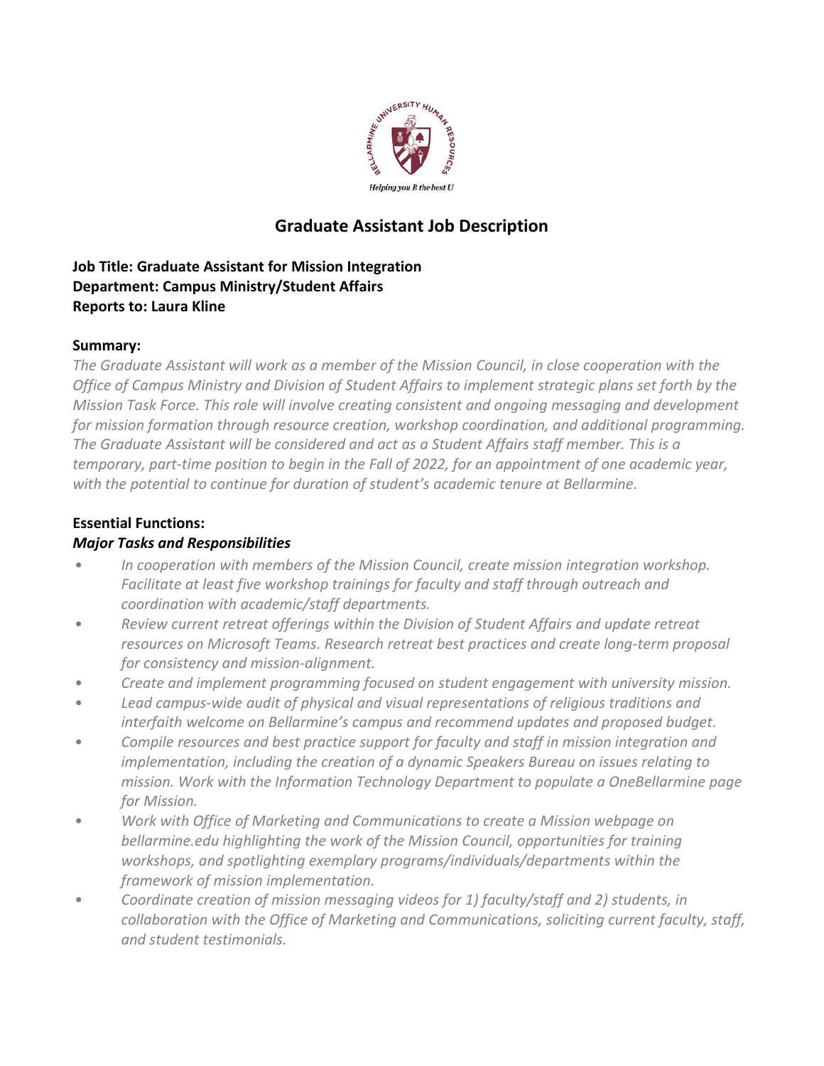# Graduate Assistant Job Description

**Job Title: Graduate Assistant for Mission Integration**
**Department: Campus Ministry/Student Affairs**
**Reports to: Laura Kline**

**Summary:**

*The Graduate Assistant will work as a member of the Mission Council, in close cooperation with the Office of Campus Ministry and Division of Student Affairs to implement strategic plans set forth by the Mission Task Force. This role will involve creating consistent and ongoing messaging and development for mission formation through resource creation, workshop coordination, and additional programming. The Graduate Assistant will be considered and act as a Student Affairs staff member. This is a temporary, part-time position to begin in the Fall of 2022, for an appointment of one academic year, with the potential to continue for duration of student's academic tenure at Bellarmine.*

**Essential Functions:**

***Major Tasks and Responsibilities***

- *In cooperation with members of the Mission Council, create mission integration workshop. Facilitate at least five workshop trainings for faculty and staff through outreach and coordination with academic/staff departments.*
- *Review current retreat offerings within the Division of Student Affairs and update retreat resources on Microsoft Teams. Research retreat best practices and create long-term proposal for consistency and mission-alignment.*
- *Create and implement programming focused on student engagement with university mission.*
- *Lead campus-wide audit of physical and visual representations of religious traditions and interfaith welcome on Bellarmine's campus and recommend updates and proposed budget.*
- *Compile resources and best practice support for faculty and staff in mission integration and implementation, including the creation of a dynamic Speakers Bureau on issues relating to mission. Work with the Information Technology Department to populate a OneBellarmine page for Mission.*
- *Work with Office of Marketing and Communications to create a Mission webpage on bellarmine.edu highlighting the work of the Mission Council, opportunities for training workshops, and spotlighting exemplary programs/individuals/departments within the framework of mission implementation.*
- *Coordinate creation of mission messaging videos for 1) faculty/staff and 2) students, in collaboration with the Office of Marketing and Communications, soliciting current faculty, staff, and student testimonials.*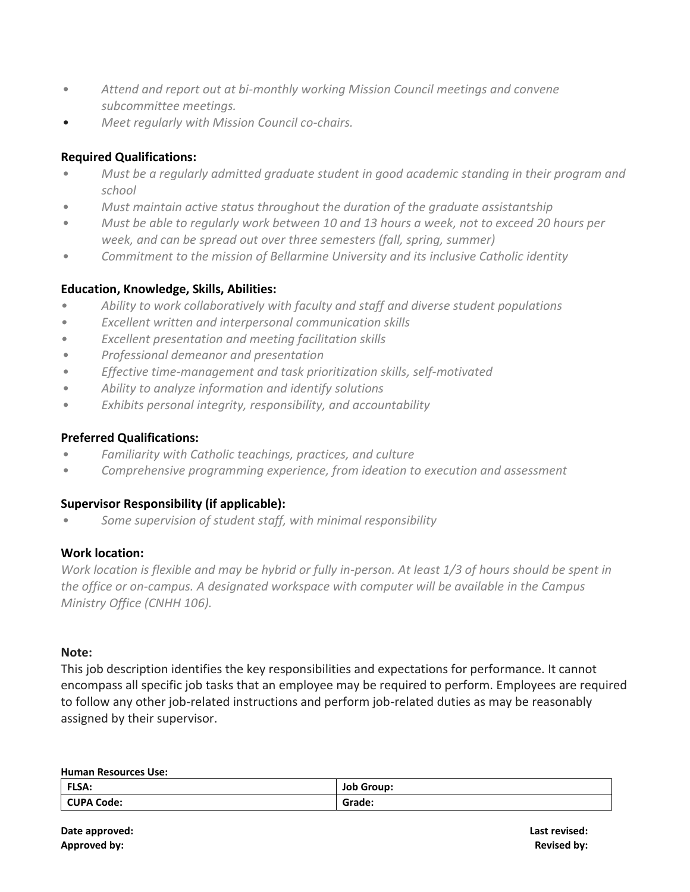- *Attend and report out at bi-monthly working Mission Council meetings and convene subcommittee meetings.*
- *Meet regularly with Mission Council co-chairs.*

**Required Qualifications:**

- *Must be a regularly admitted graduate student in good academic standing in their program and school*
- *Must maintain active status throughout the duration of the graduate assistantship*
- *Must be able to regularly work between 10 and 13 hours a week, not to exceed 20 hours per week, and can be spread out over three semesters (fall, spring, summer)*
- *Commitment to the mission of Bellarmine University and its inclusive Catholic identity*

**Education, Knowledge, Skills, Abilities:**

- *Ability to work collaboratively with faculty and staff and diverse student populations*
- *Excellent written and interpersonal communication skills*
- *Excellent presentation and meeting facilitation skills*
- *Professional demeanor and presentation*
- *Effective time-management and task prioritization skills, self-motivated*
- *Ability to analyze information and identify solutions*
- *Exhibits personal integrity, responsibility, and accountability*

**Preferred Qualifications:**

- *Familiarity with Catholic teachings, practices, and culture*
- *Comprehensive programming experience, from ideation to execution and assessment*

**Supervisor Responsibility (if applicable):**

- *Some supervision of student staff, with minimal responsibility*

**Work location:**

*Work location is flexible and may be hybrid or fully in-person. At least 1/3 of hours should be spent in the office or on-campus. A designated workspace with computer will be available in the Campus Ministry Office (CNHH 106).*

**Note:**

This job description identifies the key responsibilities and expectations for performance. It cannot encompass all specific job tasks that an employee may be required to perform. Employees are required to follow any other job-related instructions and perform job-related duties as may be reasonably assigned by their supervisor.

**Human Resources Use:**

| | |
|---|---|
| **FLSA:** | **Job Group:** |
| **CUPA Code:** | **Grade:** |

**Date approved:** **Last revised:**
**Approved by:** **Revised by:**